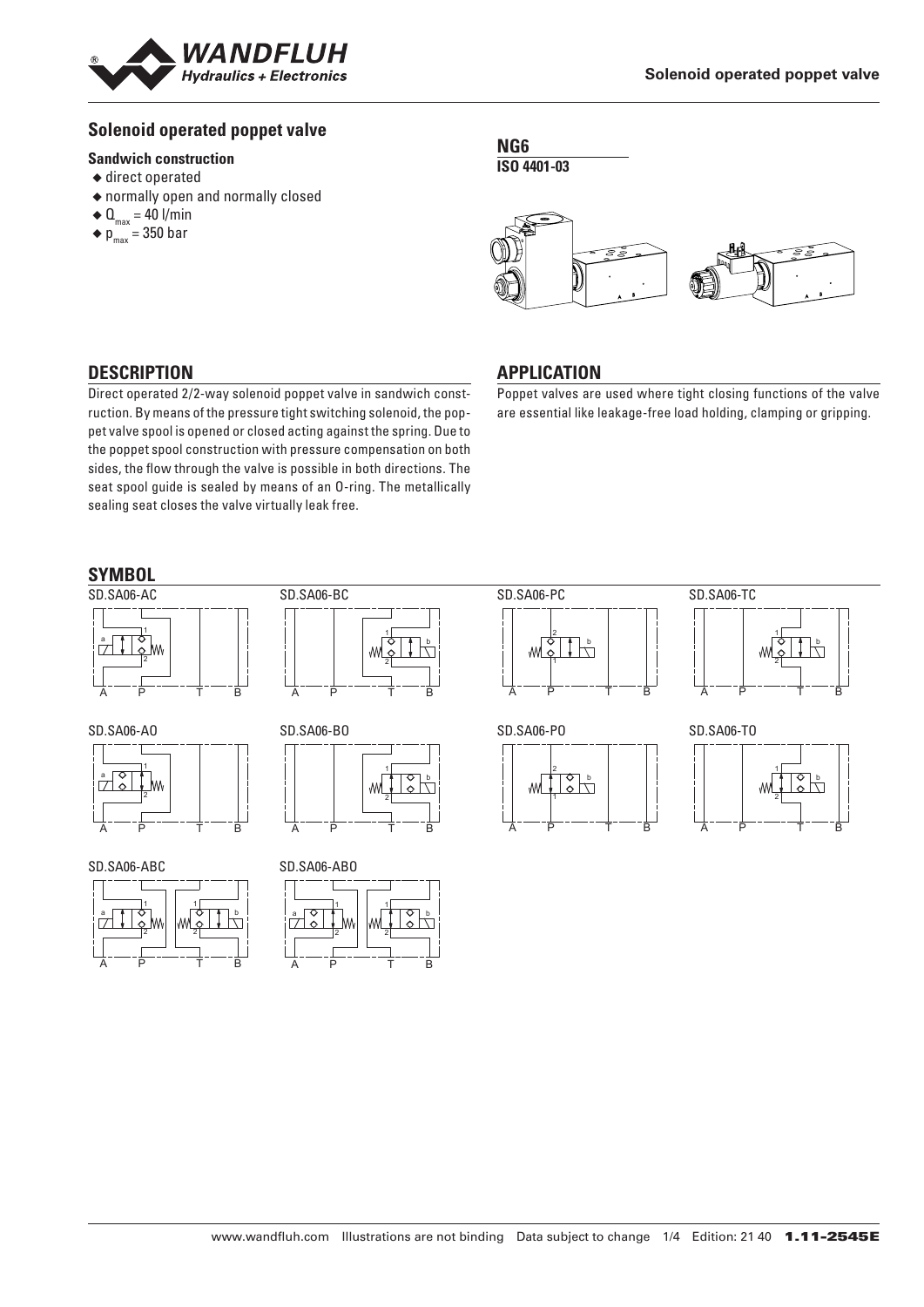## Solenoid operated poppet valve

### Sandwich construction

- direct operated
- normally open and normally closed
- $Q_{max}$ = 40 l/min
- $p_{max}$ = 350 bar

**NG6**

**ISO 4401-03**

## DESCRIPTION

Direct operated 2/2-way solenoid poppet valve in sandwich construction. By means of the pressure tight switching solenoid, the poppet valve spool is opened or closed acting against the spring. Due to the poppet spool construction with pressure compensation on both sides, the flow through the valve is possible in both directions. The seat spool guide is sealed by means of an O-ring. The metallically sealing seat closes the valve virtually leak free.

## APPLICATION

Poppet valves are used where tight closing functions of the valve are essential like leakage-free load holding, clamping or gripping.

## SYMBOL

SD.SA06-AC

SD.SA06-BC

SD.SA06-PC

SD.SA06-TC

SD.SA06-AO

SD.SA06-BO

SD.SA06-PO

SD.SA06-TO

SD.SA06-ABC

SD.SA06-ABO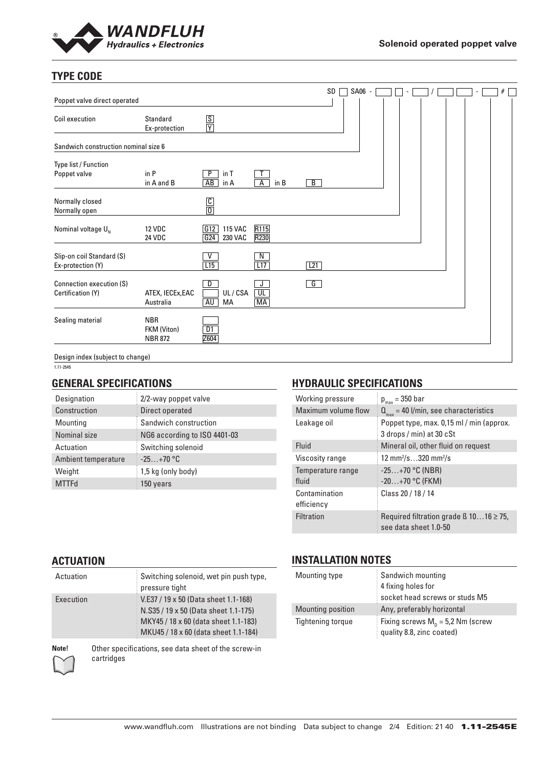## TYPE CODE

SD [ ] SA06 - [ ] [ ] - [ ] / [ ] [ ] - [ ] # [ ]

| | | | | | | |
|---|---|---|---|---|---|---|
| Poppet valve direct operated | | | | | | |
| Coil execution | Standard | S | | | | |
| | Ex-protection | Y | | | | |
| Sandwich construction nominal size 6 | | | | | | |
| Type list / Function | | | | | | |
| Poppet valve | in P | P | in T | T | | |
| | in A and B | AB | in A | A | in B | B |
| Normally closed | | C | | | | |
| Normally open | | O | | | | |
| Nominal voltage $U_N$ | 12 VDC | G12 | 115 VAC | R115 | | |
| | 24 VDC | G24 | 230 VAC | R230 | | |
| Slip-on coil Standard (S) | | V | | N | | |
| Ex-protection (Y) | | L15 | | L17 | | L21 |
| Connection execution (S) | | D | | J | | G |
| Certification (Y) | ATEX, IECEx,EAC | | UL / CSA | UL | | |
| | Australia | AU | MA | MA | | |
| Sealing material | NBR | | | | | |
| | FKM (Viton) | D1 | | | | |
| | NBR 872 | Z604 | | | | |
| Design index (subject to change) | | | | | | |

1.11-2545

## GENERAL SPECIFICATIONS

| | |
|---|---|
| Designation | 2/2-way poppet valve |
| Construction | Direct operated |
| Mounting | Sandwich construction |
| Nominal size | NG6 according to ISO 4401-03 |
| Actuation | Switching solenoid |
| Ambient temperature | -25…+70 °C |
| Weight | 1,5 kg (only body) |
| MTTFd | 150 years |

## HYDRAULIC SPECIFICATIONS

| | |
|---|---|
| Working pressure | $p_{max}$ = 350 bar |
| Maximum volume flow | $Q_{max}$ = 40 l/min, see characteristics |
| Leakage oil | Poppet type, max. 0,15 ml / min (approx. 3 drops / min) at 30 cSt |
| Fluid | Mineral oil, other fluid on request |
| Viscosity range | 12 mm²/s…320 mm²/s |
| Temperature range fluid | -25…+70 °C (NBR)<br>-20…+70 °C (FKM) |
| Contamination efficiency | Class 20 / 18 / 14 |
| Filtration | Required filtration grade ß 10…16 ≥ 75, see data sheet 1.0-50 |

## ACTUATION

| | |
|---|---|
| Actuation | Switching solenoid, wet pin push type, pressure tight |
| Execution | V.E37 / 19 x 50 (Data sheet 1.1-168)<br>N.S35 / 19 x 50 (Data sheet 1.1-175)<br>MKY45 / 18 x 60 (data sheet 1.1-183)<br>MKU45 / 18 x 60 (data sheet 1.1-184) |

**Note!** Other specifications, see data sheet of the screw-in cartridges

## INSTALLATION NOTES

| | |
|---|---|
| Mounting type | Sandwich mounting<br>4 fixing holes for socket head screws or studs M5 |
| Mounting position | Any, preferably horizontal |
| Tightening torque | Fixing screws $M_D$ = 5,2 Nm (screw quality 8.8, zinc coated) |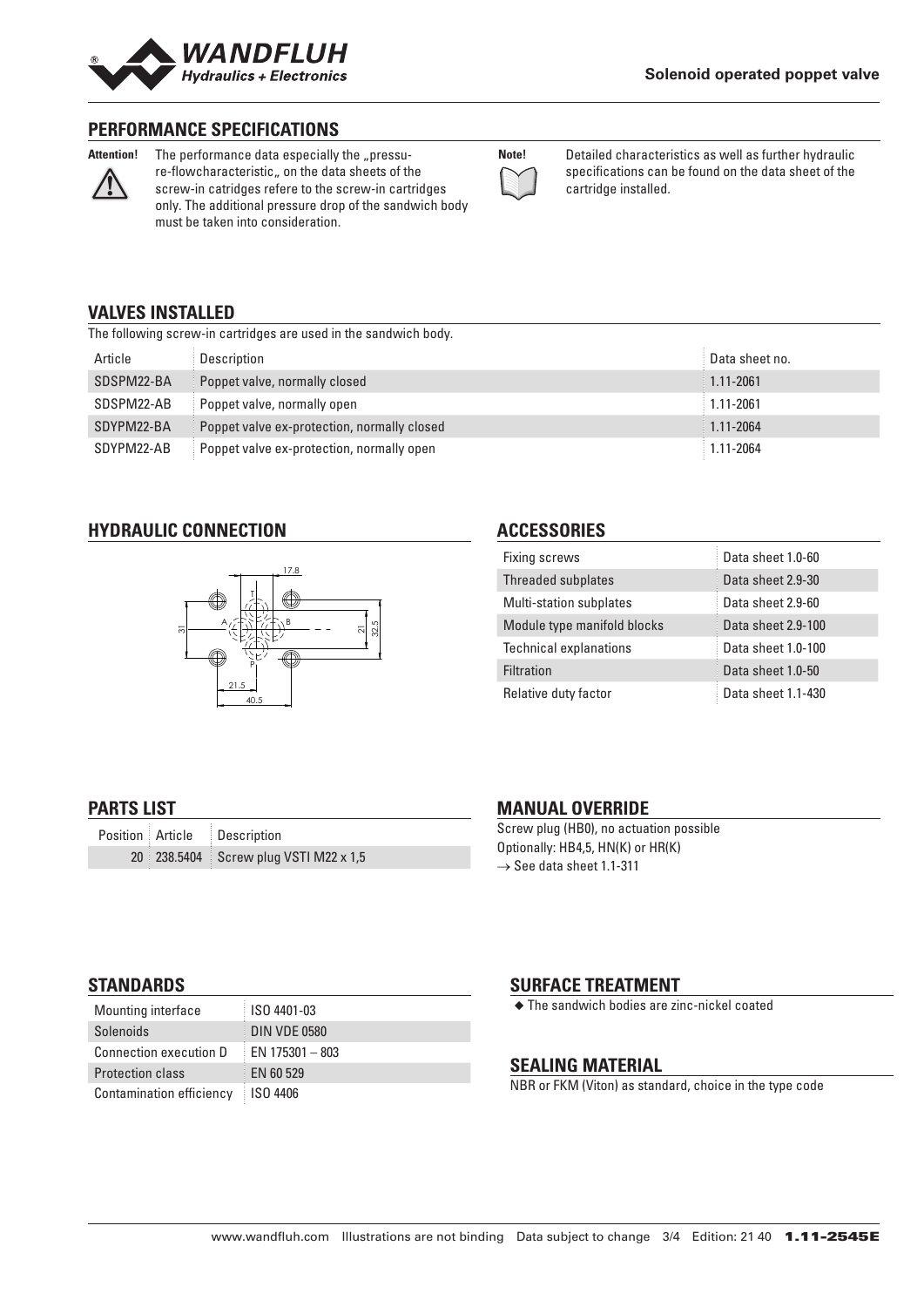## PERFORMANCE SPECIFICATIONS

**Attention!** The performance data especially the „pressure-flowcharacteristic„ on the data sheets of the screw-in catridges refere to the screw-in cartridges only. The additional pressure drop of the sandwich body must be taken into consideration.

**Note!** Detailed characteristics as well as further hydraulic specifications can be found on the data sheet of the cartridge installed.

## VALVES INSTALLED

The following screw-in cartridges are used in the sandwich body.

| Article | Description | Data sheet no. |
|---|---|---|
| SDSPM22-BA | Poppet valve, normally closed | 1.11-2061 |
| SDSPM22-AB | Poppet valve, normally open | 1.11-2061 |
| SDYPM22-BA | Poppet valve ex-protection, normally closed | 1.11-2064 |
| SDYPM22-AB | Poppet valve ex-protection, normally open | 1.11-2064 |

## HYDRAULIC CONNECTION

17.8, 31, 21, 32.5, 21.5, 40.5, T, A, B, P

## ACCESSORIES

| | |
|---|---|
| Fixing screws | Data sheet 1.0-60 |
| Threaded subplates | Data sheet 2.9-30 |
| Multi-station subplates | Data sheet 2.9-60 |
| Module type manifold blocks | Data sheet 2.9-100 |
| Technical explanations | Data sheet 1.0-100 |
| Filtration | Data sheet 1.0-50 |
| Relative duty factor | Data sheet 1.1-430 |

## PARTS LIST

| Position | Article | Description |
|---|---|---|
| 20 | 238.5404 | Screw plug VSTI M22 x 1,5 |

## MANUAL OVERRIDE

Screw plug (HB0), no actuation possible
Optionally: HB4,5, HN(K) or HR(K)
→ See data sheet 1.1-311

## STANDARDS

| | |
|---|---|
| Mounting interface | ISO 4401-03 |
| Solenoids | DIN VDE 0580 |
| Connection execution D | EN 175301 – 803 |
| Protection class | EN 60 529 |
| Contamination efficiency | ISO 4406 |

## SURFACE TREATMENT

- The sandwich bodies are zinc-nickel coated

## SEALING MATERIAL

NBR or FKM (Viton) as standard, choice in the type code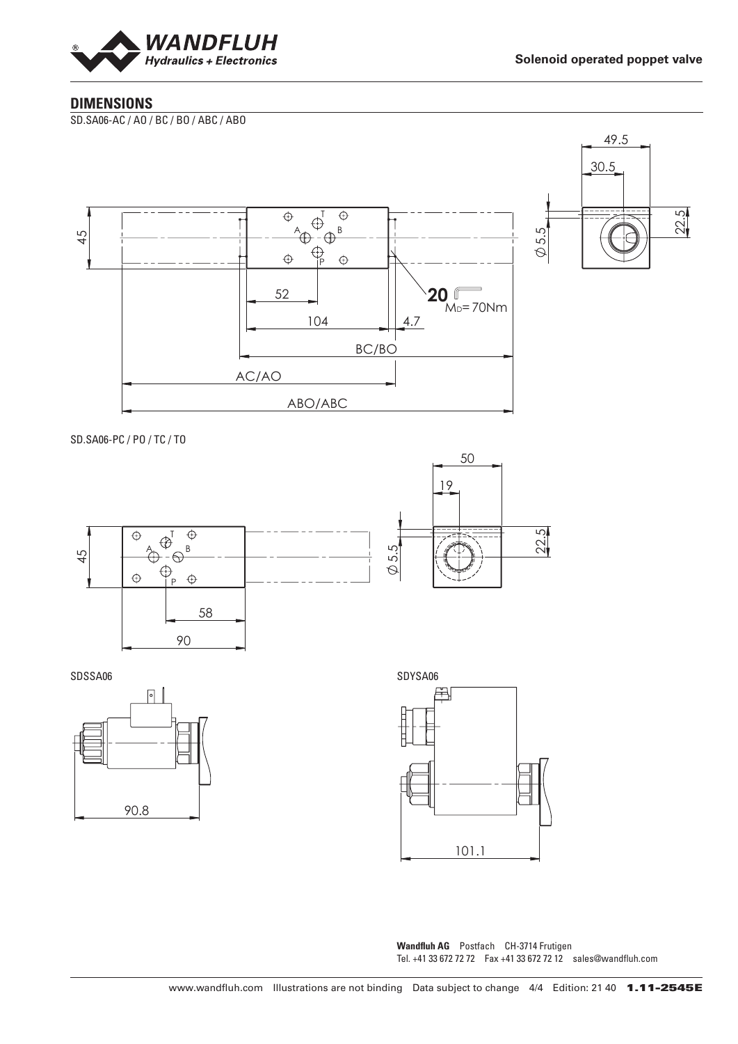## DIMENSIONS

SD.SA06-AC / AO / BC / BO / ABC / ABO

45

52

104

4.7

BC/BO

AC/AO

ABO/ABC

20 $M_D$= 70Nm

49.5

30.5

22.5

Ø 5.5

SD.SA06-PC / PO / TC / TO

45

58

90

50

19

22.5

Ø 5.5

SDSSA06

90.8

SDYSA06

101.1

**Wandfluh AG** Postfach CH-3714 Frutigen
Tel. +41 33 672 72 72 Fax +41 33 672 72 12 sales@wandfluh.com